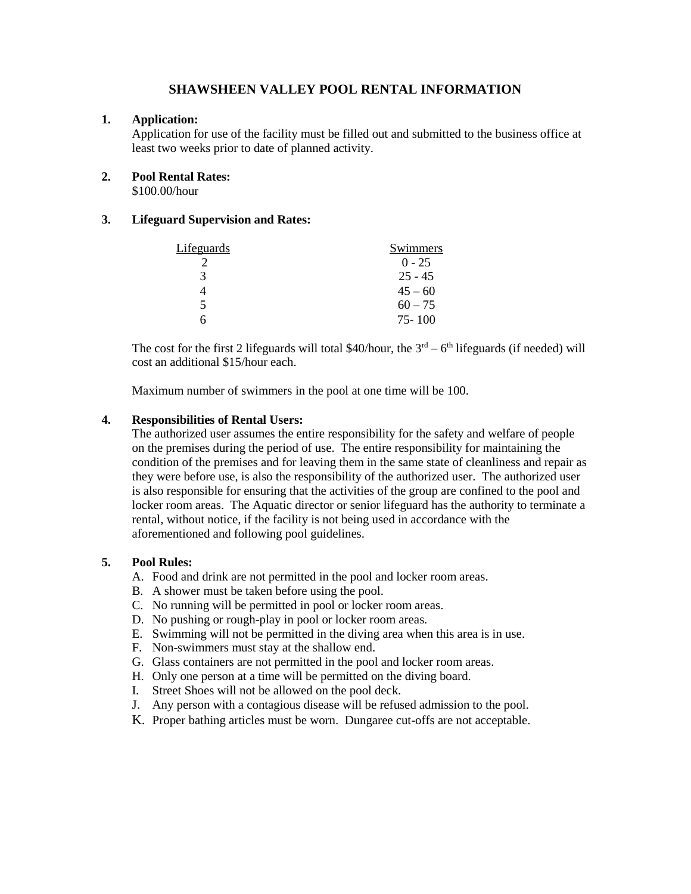# SHAWSHEEN VALLEY POOL RENTAL INFORMATION

**1. Application:**

Application for use of the facility must be filled out and submitted to the business office at least two weeks prior to date of planned activity.

**2. Pool Rental Rates:**

$100.00/hour

**3. Lifeguard Supervision and Rates:**

| Lifeguards | Swimmers |
|---|---|
| 2 | 0 - 25 |
| 3 | 25 - 45 |
| 4 | 45 – 60 |
| 5 | 60 – 75 |
| 6 | 75- 100 |

The cost for the first 2 lifeguards will total $40/hour, the 3rd – 6th lifeguards (if needed) will cost an additional $15/hour each.

Maximum number of swimmers in the pool at one time will be 100.

**4. Responsibilities of Rental Users:**

The authorized user assumes the entire responsibility for the safety and welfare of people on the premises during the period of use. The entire responsibility for maintaining the condition of the premises and for leaving them in the same state of cleanliness and repair as they were before use, is also the responsibility of the authorized user. The authorized user is also responsible for ensuring that the activities of the group are confined to the pool and locker room areas. The Aquatic director or senior lifeguard has the authority to terminate a rental, without notice, if the facility is not being used in accordance with the aforementioned and following pool guidelines.

**5. Pool Rules:**

A. Food and drink are not permitted in the pool and locker room areas.
B. A shower must be taken before using the pool.
C. No running will be permitted in pool or locker room areas.
D. No pushing or rough-play in pool or locker room areas.
E. Swimming will not be permitted in the diving area when this area is in use.
F. Non-swimmers must stay at the shallow end.
G. Glass containers are not permitted in the pool and locker room areas.
H. Only one person at a time will be permitted on the diving board.
I. Street Shoes will not be allowed on the pool deck.
J. Any person with a contagious disease will be refused admission to the pool.
K. Proper bathing articles must be worn. Dungaree cut-offs are not acceptable.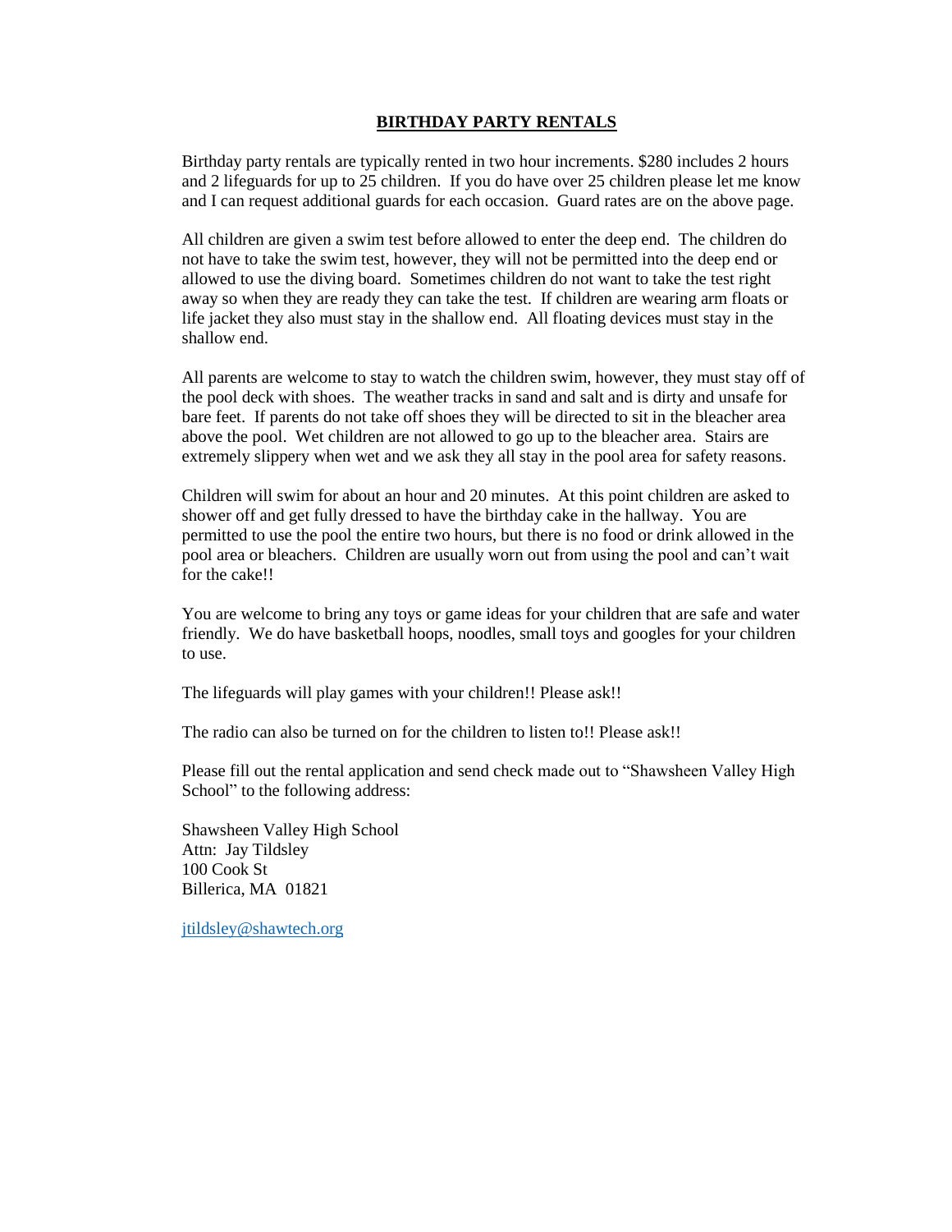## BIRTHDAY PARTY RENTALS

Birthday party rentals are typically rented in two hour increments. $280 includes 2 hours and 2 lifeguards for up to 25 children. If you do have over 25 children please let me know and I can request additional guards for each occasion. Guard rates are on the above page.

All children are given a swim test before allowed to enter the deep end. The children do not have to take the swim test, however, they will not be permitted into the deep end or allowed to use the diving board. Sometimes children do not want to take the test right away so when they are ready they can take the test. If children are wearing arm floats or life jacket they also must stay in the shallow end. All floating devices must stay in the shallow end.

All parents are welcome to stay to watch the children swim, however, they must stay off of the pool deck with shoes. The weather tracks in sand and salt and is dirty and unsafe for bare feet. If parents do not take off shoes they will be directed to sit in the bleacher area above the pool. Wet children are not allowed to go up to the bleacher area. Stairs are extremely slippery when wet and we ask they all stay in the pool area for safety reasons.

Children will swim for about an hour and 20 minutes. At this point children are asked to shower off and get fully dressed to have the birthday cake in the hallway. You are permitted to use the pool the entire two hours, but there is no food or drink allowed in the pool area or bleachers. Children are usually worn out from using the pool and can't wait for the cake!!

You are welcome to bring any toys or game ideas for your children that are safe and water friendly. We do have basketball hoops, noodles, small toys and googles for your children to use.

The lifeguards will play games with your children!! Please ask!!

The radio can also be turned on for the children to listen to!! Please ask!!

Please fill out the rental application and send check made out to "Shawsheen Valley High School" to the following address:

Shawsheen Valley High School  
Attn: Jay Tildsley  
100 Cook St  
Billerica, MA 01821

jtildsley@shawtech.org